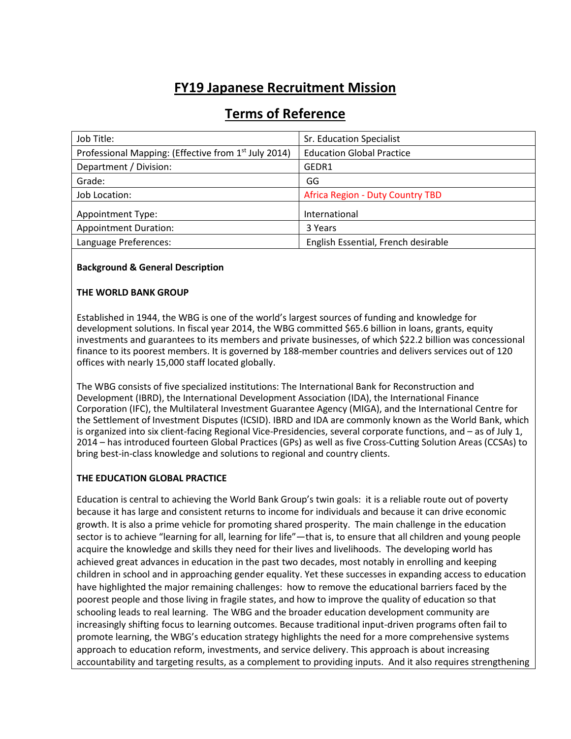# FY19 Japanese Recruitment Mission

## Terms of Reference

| Job Title: | Sr. Education Specialist |
|---|---|
| Professional Mapping: (Effective from 1st July 2014) | Education Global Practice |
| Department / Division: | GEDR1 |
| Grade: | GG |
| Job Location: | Africa Region - Duty Country TBD |
| Appointment Type: | International |
| Appointment Duration: | 3 Years |
| Language Preferences: | English Essential, French desirable |

**Background & General Description**

**THE WORLD BANK GROUP**

Established in 1944, the WBG is one of the world's largest sources of funding and knowledge for development solutions. In fiscal year 2014, the WBG committed $65.6 billion in loans, grants, equity investments and guarantees to its members and private businesses, of which $22.2 billion was concessional finance to its poorest members. It is governed by 188-member countries and delivers services out of 120 offices with nearly 15,000 staff located globally.

The WBG consists of five specialized institutions: The International Bank for Reconstruction and Development (IBRD), the International Development Association (IDA), the International Finance Corporation (IFC), the Multilateral Investment Guarantee Agency (MIGA), and the International Centre for the Settlement of Investment Disputes (ICSID). IBRD and IDA are commonly known as the World Bank, which is organized into six client-facing Regional Vice-Presidencies, several corporate functions, and – as of July 1, 2014 – has introduced fourteen Global Practices (GPs) as well as five Cross-Cutting Solution Areas (CCSAs) to bring best-in-class knowledge and solutions to regional and country clients.

**THE EDUCATION GLOBAL PRACTICE**

Education is central to achieving the World Bank Group's twin goals: it is a reliable route out of poverty because it has large and consistent returns to income for individuals and because it can drive economic growth. It is also a prime vehicle for promoting shared prosperity. The main challenge in the education sector is to achieve "learning for all, learning for life"—that is, to ensure that all children and young people acquire the knowledge and skills they need for their lives and livelihoods. The developing world has achieved great advances in education in the past two decades, most notably in enrolling and keeping children in school and in approaching gender equality. Yet these successes in expanding access to education have highlighted the major remaining challenges: how to remove the educational barriers faced by the poorest people and those living in fragile states, and how to improve the quality of education so that schooling leads to real learning. The WBG and the broader education development community are increasingly shifting focus to learning outcomes. Because traditional input-driven programs often fail to promote learning, the WBG's education strategy highlights the need for a more comprehensive systems approach to education reform, investments, and service delivery. This approach is about increasing accountability and targeting results, as a complement to providing inputs. And it also requires strengthening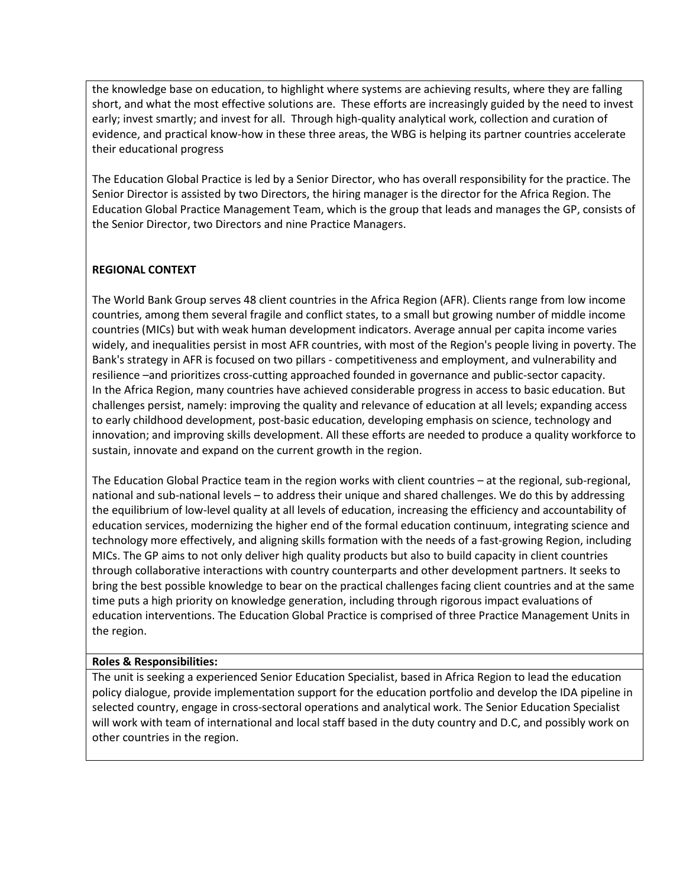the knowledge base on education, to highlight where systems are achieving results, where they are falling short, and what the most effective solutions are. These efforts are increasingly guided by the need to invest early; invest smartly; and invest for all. Through high-quality analytical work, collection and curation of evidence, and practical know-how in these three areas, the WBG is helping its partner countries accelerate their educational progress

The Education Global Practice is led by a Senior Director, who has overall responsibility for the practice. The Senior Director is assisted by two Directors, the hiring manager is the director for the Africa Region. The Education Global Practice Management Team, which is the group that leads and manages the GP, consists of the Senior Director, two Directors and nine Practice Managers.

**REGIONAL CONTEXT**

The World Bank Group serves 48 client countries in the Africa Region (AFR). Clients range from low income countries, among them several fragile and conflict states, to a small but growing number of middle income countries (MICs) but with weak human development indicators. Average annual per capita income varies widely, and inequalities persist in most AFR countries, with most of the Region's people living in poverty. The Bank's strategy in AFR is focused on two pillars - competitiveness and employment, and vulnerability and resilience –and prioritizes cross-cutting approached founded in governance and public-sector capacity. In the Africa Region, many countries have achieved considerable progress in access to basic education. But challenges persist, namely: improving the quality and relevance of education at all levels; expanding access to early childhood development, post-basic education, developing emphasis on science, technology and innovation; and improving skills development. All these efforts are needed to produce a quality workforce to sustain, innovate and expand on the current growth in the region.

The Education Global Practice team in the region works with client countries – at the regional, sub-regional, national and sub-national levels – to address their unique and shared challenges. We do this by addressing the equilibrium of low-level quality at all levels of education, increasing the efficiency and accountability of education services, modernizing the higher end of the formal education continuum, integrating science and technology more effectively, and aligning skills formation with the needs of a fast-growing Region, including MICs. The GP aims to not only deliver high quality products but also to build capacity in client countries through collaborative interactions with country counterparts and other development partners. It seeks to bring the best possible knowledge to bear on the practical challenges facing client countries and at the same time puts a high priority on knowledge generation, including through rigorous impact evaluations of education interventions. The Education Global Practice is comprised of three Practice Management Units in the region.

**Roles & Responsibilities:**

The unit is seeking a experienced Senior Education Specialist, based in Africa Region to lead the education policy dialogue, provide implementation support for the education portfolio and develop the IDA pipeline in selected country, engage in cross-sectoral operations and analytical work. The Senior Education Specialist will work with team of international and local staff based in the duty country and D.C, and possibly work on other countries in the region.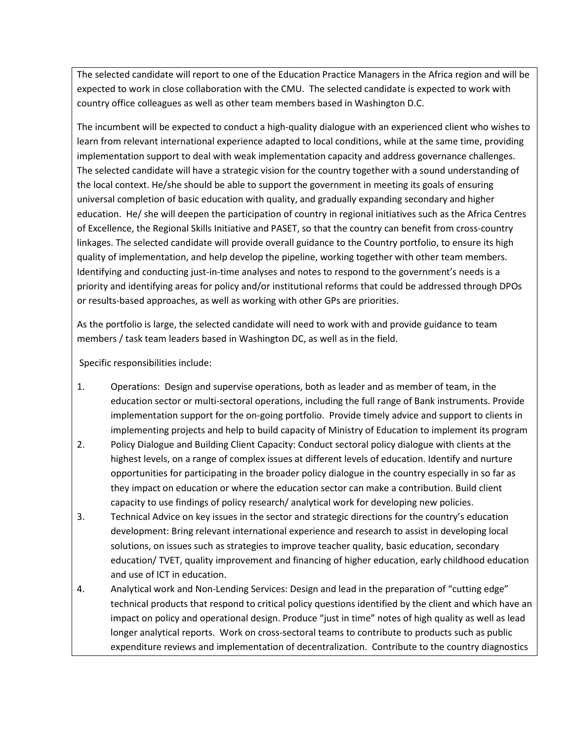The selected candidate will report to one of the Education Practice Managers in the Africa region and will be expected to work in close collaboration with the CMU. The selected candidate is expected to work with country office colleagues as well as other team members based in Washington D.C.

The incumbent will be expected to conduct a high-quality dialogue with an experienced client who wishes to learn from relevant international experience adapted to local conditions, while at the same time, providing implementation support to deal with weak implementation capacity and address governance challenges. The selected candidate will have a strategic vision for the country together with a sound understanding of the local context. He/she should be able to support the government in meeting its goals of ensuring universal completion of basic education with quality, and gradually expanding secondary and higher education. He/ she will deepen the participation of country in regional initiatives such as the Africa Centres of Excellence, the Regional Skills Initiative and PASET, so that the country can benefit from cross-country linkages. The selected candidate will provide overall guidance to the Country portfolio, to ensure its high quality of implementation, and help develop the pipeline, working together with other team members. Identifying and conducting just-in-time analyses and notes to respond to the government's needs is a priority and identifying areas for policy and/or institutional reforms that could be addressed through DPOs or results-based approaches, as well as working with other GPs are priorities.

As the portfolio is large, the selected candidate will need to work with and provide guidance to team members / task team leaders based in Washington DC, as well as in the field.

Specific responsibilities include:

1. Operations: Design and supervise operations, both as leader and as member of team, in the education sector or multi-sectoral operations, including the full range of Bank instruments. Provide implementation support for the on-going portfolio. Provide timely advice and support to clients in implementing projects and help to build capacity of Ministry of Education to implement its program
2. Policy Dialogue and Building Client Capacity: Conduct sectoral policy dialogue with clients at the highest levels, on a range of complex issues at different levels of education. Identify and nurture opportunities for participating in the broader policy dialogue in the country especially in so far as they impact on education or where the education sector can make a contribution. Build client capacity to use findings of policy research/ analytical work for developing new policies.
3. Technical Advice on key issues in the sector and strategic directions for the country's education development: Bring relevant international experience and research to assist in developing local solutions, on issues such as strategies to improve teacher quality, basic education, secondary education/ TVET, quality improvement and financing of higher education, early childhood education and use of ICT in education.
4. Analytical work and Non-Lending Services: Design and lead in the preparation of "cutting edge" technical products that respond to critical policy questions identified by the client and which have an impact on policy and operational design. Produce "just in time" notes of high quality as well as lead longer analytical reports. Work on cross-sectoral teams to contribute to products such as public expenditure reviews and implementation of decentralization. Contribute to the country diagnostics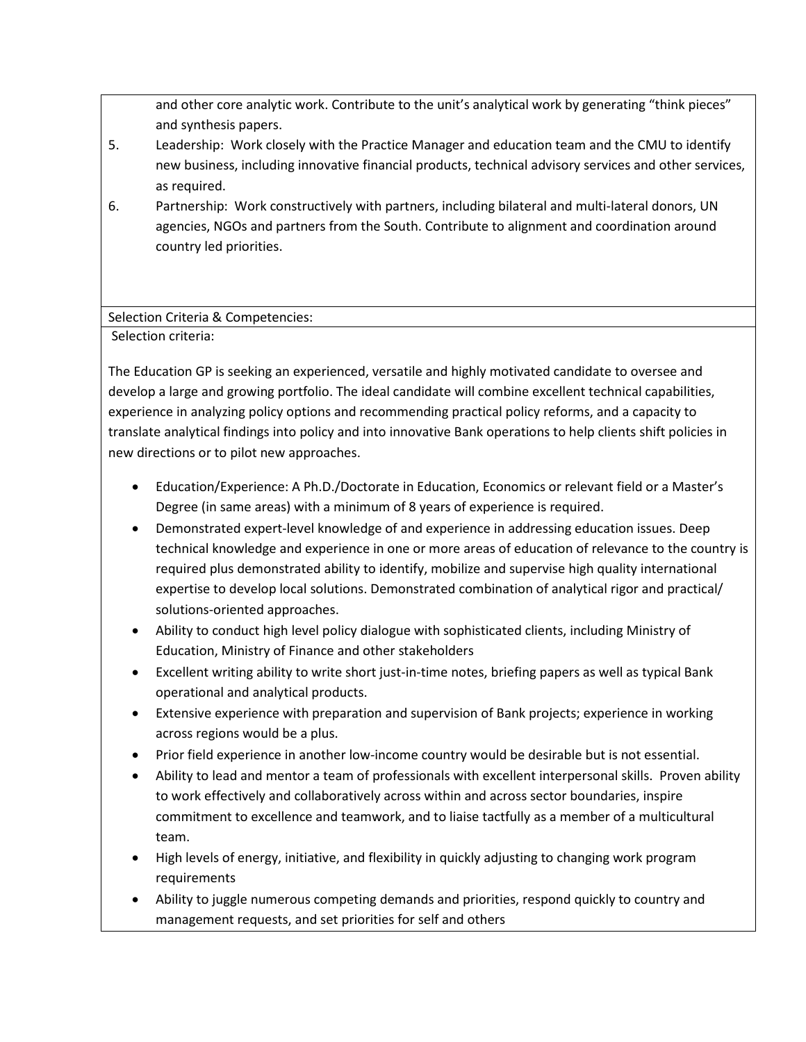and other core analytic work. Contribute to the unit's analytical work by generating "think pieces" and synthesis papers.

5. Leadership: Work closely with the Practice Manager and education team and the CMU to identify new business, including innovative financial products, technical advisory services and other services, as required.
6. Partnership: Work constructively with partners, including bilateral and multi-lateral donors, UN agencies, NGOs and partners from the South. Contribute to alignment and coordination around country led priorities.

Selection Criteria & Competencies:

Selection criteria:

The Education GP is seeking an experienced, versatile and highly motivated candidate to oversee and develop a large and growing portfolio. The ideal candidate will combine excellent technical capabilities, experience in analyzing policy options and recommending practical policy reforms, and a capacity to translate analytical findings into policy and into innovative Bank operations to help clients shift policies in new directions or to pilot new approaches.

- Education/Experience: A Ph.D./Doctorate in Education, Economics or relevant field or a Master's Degree (in same areas) with a minimum of 8 years of experience is required.
- Demonstrated expert-level knowledge of and experience in addressing education issues. Deep technical knowledge and experience in one or more areas of education of relevance to the country is required plus demonstrated ability to identify, mobilize and supervise high quality international expertise to develop local solutions. Demonstrated combination of analytical rigor and practical/ solutions-oriented approaches.
- Ability to conduct high level policy dialogue with sophisticated clients, including Ministry of Education, Ministry of Finance and other stakeholders
- Excellent writing ability to write short just-in-time notes, briefing papers as well as typical Bank operational and analytical products.
- Extensive experience with preparation and supervision of Bank projects; experience in working across regions would be a plus.
- Prior field experience in another low-income country would be desirable but is not essential.
- Ability to lead and mentor a team of professionals with excellent interpersonal skills. Proven ability to work effectively and collaboratively across within and across sector boundaries, inspire commitment to excellence and teamwork, and to liaise tactfully as a member of a multicultural team.
- High levels of energy, initiative, and flexibility in quickly adjusting to changing work program requirements
- Ability to juggle numerous competing demands and priorities, respond quickly to country and management requests, and set priorities for self and others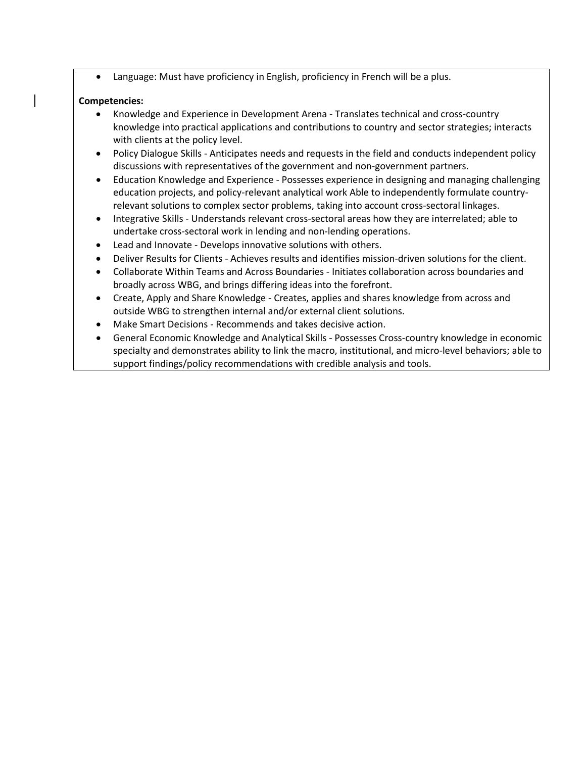- Language: Must have proficiency in English, proficiency in French will be a plus.

**Competencies:**

- Knowledge and Experience in Development Arena - Translates technical and cross-country knowledge into practical applications and contributions to country and sector strategies; interacts with clients at the policy level.
- Policy Dialogue Skills - Anticipates needs and requests in the field and conducts independent policy discussions with representatives of the government and non-government partners.
- Education Knowledge and Experience - Possesses experience in designing and managing challenging education projects, and policy-relevant analytical work Able to independently formulate country-relevant solutions to complex sector problems, taking into account cross-sectoral linkages.
- Integrative Skills - Understands relevant cross-sectoral areas how they are interrelated; able to undertake cross-sectoral work in lending and non-lending operations.
- Lead and Innovate - Develops innovative solutions with others.
- Deliver Results for Clients - Achieves results and identifies mission-driven solutions for the client.
- Collaborate Within Teams and Across Boundaries - Initiates collaboration across boundaries and broadly across WBG, and brings differing ideas into the forefront.
- Create, Apply and Share Knowledge - Creates, applies and shares knowledge from across and outside WBG to strengthen internal and/or external client solutions.
- Make Smart Decisions - Recommends and takes decisive action.
- General Economic Knowledge and Analytical Skills - Possesses Cross-country knowledge in economic specialty and demonstrates ability to link the macro, institutional, and micro-level behaviors; able to support findings/policy recommendations with credible analysis and tools.